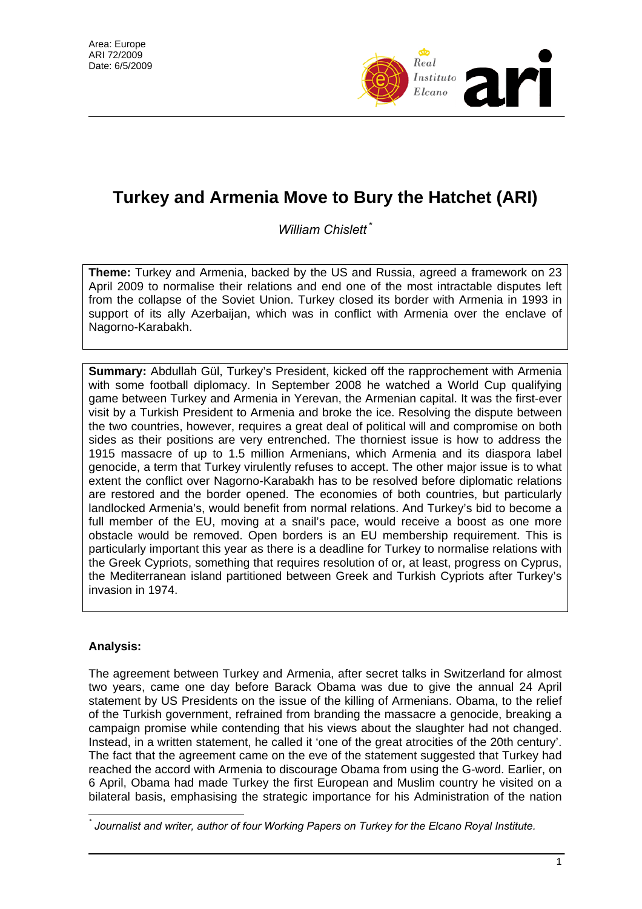Area: Europe
ARI 72/2009
Date: 6/5/2009

# Turkey and Armenia Move to Bury the Hatchet (ARI)

*William Chislett* [*]

**Theme:** Turkey and Armenia, backed by the US and Russia, agreed a framework on 23 April 2009 to normalise their relations and end one of the most intractable disputes left from the collapse of the Soviet Union. Turkey closed its border with Armenia in 1993 in support of its ally Azerbaijan, which was in conflict with Armenia over the enclave of Nagorno-Karabakh.

**Summary:** Abdullah Gül, Turkey's President, kicked off the rapprochement with Armenia with some football diplomacy. In September 2008 he watched a World Cup qualifying game between Turkey and Armenia in Yerevan, the Armenian capital. It was the first-ever visit by a Turkish President to Armenia and broke the ice. Resolving the dispute between the two countries, however, requires a great deal of political will and compromise on both sides as their positions are very entrenched. The thorniest issue is how to address the 1915 massacre of up to 1.5 million Armenians, which Armenia and its diaspora label genocide, a term that Turkey virulently refuses to accept. The other major issue is to what extent the conflict over Nagorno-Karabakh has to be resolved before diplomatic relations are restored and the border opened. The economies of both countries, but particularly landlocked Armenia's, would benefit from normal relations. And Turkey's bid to become a full member of the EU, moving at a snail's pace, would receive a boost as one more obstacle would be removed. Open borders is an EU membership requirement. This is particularly important this year as there is a deadline for Turkey to normalise relations with the Greek Cypriots, something that requires resolution of or, at least, progress on Cyprus, the Mediterranean island partitioned between Greek and Turkish Cypriots after Turkey's invasion in 1974.

## Analysis:

The agreement between Turkey and Armenia, after secret talks in Switzerland for almost two years, came one day before Barack Obama was due to give the annual 24 April statement by US Presidents on the issue of the killing of Armenians. Obama, to the relief of the Turkish government, refrained from branding the massacre a genocide, breaking a campaign promise while contending that his views about the slaughter had not changed. Instead, in a written statement, he called it 'one of the great atrocities of the 20th century'. The fact that the agreement came on the eve of the statement suggested that Turkey had reached the accord with Armenia to discourage Obama from using the G-word. Earlier, on 6 April, Obama had made Turkey the first European and Muslim country he visited on a bilateral basis, emphasising the strategic importance for his Administration of the nation

[*] *Journalist and writer, author of four Working Papers on Turkey for the Elcano Royal Institute.*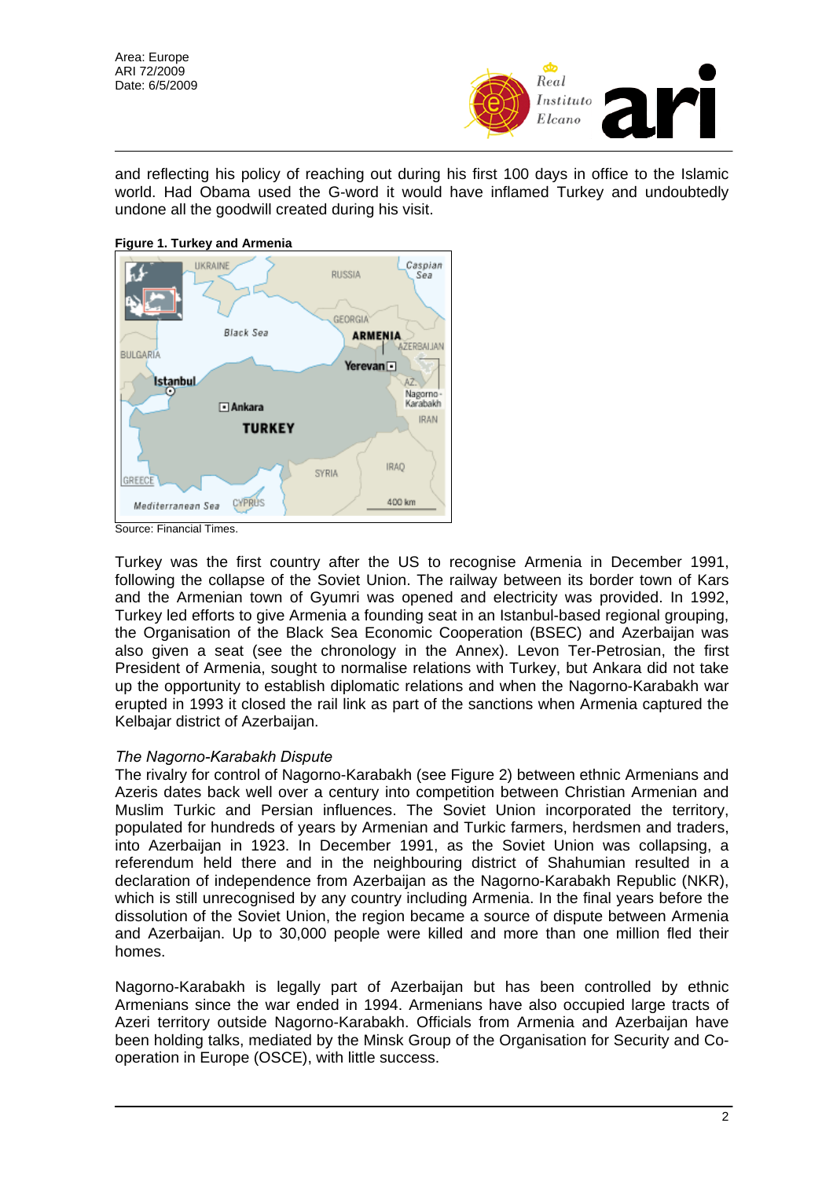and reflecting his policy of reaching out during his first 100 days in office to the Islamic world. Had Obama used the G-word it would have inflamed Turkey and undoubtedly undone all the goodwill created during his visit.

**Figure 1. Turkey and Armenia**

Source: Financial Times.

Turkey was the first country after the US to recognise Armenia in December 1991, following the collapse of the Soviet Union. The railway between its border town of Kars and the Armenian town of Gyumri was opened and electricity was provided. In 1992, Turkey led efforts to give Armenia a founding seat in an Istanbul-based regional grouping, the Organisation of the Black Sea Economic Cooperation (BSEC) and Azerbaijan was also given a seat (see the chronology in the Annex). Levon Ter-Petrosian, the first President of Armenia, sought to normalise relations with Turkey, but Ankara did not take up the opportunity to establish diplomatic relations and when the Nagorno-Karabakh war erupted in 1993 it closed the rail link as part of the sanctions when Armenia captured the Kelbajar district of Azerbaijan.

*The Nagorno-Karabakh Dispute*

The rivalry for control of Nagorno-Karabakh (see Figure 2) between ethnic Armenians and Azeris dates back well over a century into competition between Christian Armenian and Muslim Turkic and Persian influences. The Soviet Union incorporated the territory, populated for hundreds of years by Armenian and Turkic farmers, herdsmen and traders, into Azerbaijan in 1923. In December 1991, as the Soviet Union was collapsing, a referendum held there and in the neighbouring district of Shahumian resulted in a declaration of independence from Azerbaijan as the Nagorno-Karabakh Republic (NKR), which is still unrecognised by any country including Armenia. In the final years before the dissolution of the Soviet Union, the region became a source of dispute between Armenia and Azerbaijan. Up to 30,000 people were killed and more than one million fled their homes.

Nagorno-Karabakh is legally part of Azerbaijan but has been controlled by ethnic Armenians since the war ended in 1994. Armenians have also occupied large tracts of Azeri territory outside Nagorno-Karabakh. Officials from Armenia and Azerbaijan have been holding talks, mediated by the Minsk Group of the Organisation for Security and Co-operation in Europe (OSCE), with little success.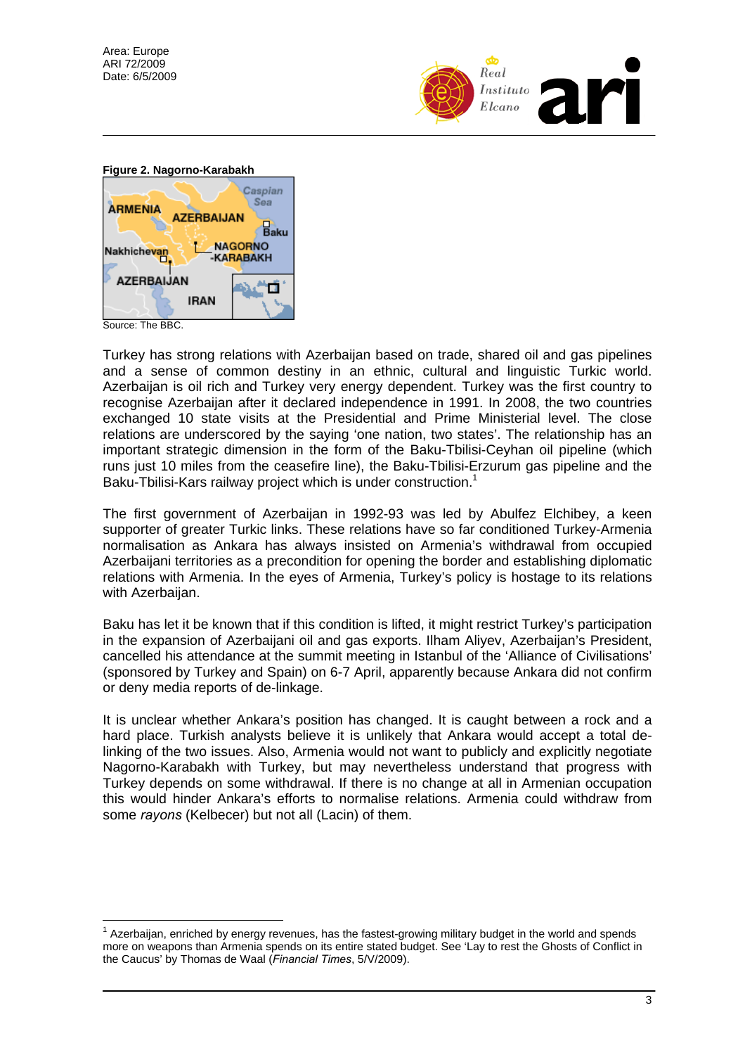**Figure 2. Nagorno-Karabakh**

Source: The BBC.

Turkey has strong relations with Azerbaijan based on trade, shared oil and gas pipelines and a sense of common destiny in an ethnic, cultural and linguistic Turkic world. Azerbaijan is oil rich and Turkey very energy dependent. Turkey was the first country to recognise Azerbaijan after it declared independence in 1991. In 2008, the two countries exchanged 10 state visits at the Presidential and Prime Ministerial level. The close relations are underscored by the saying 'one nation, two states'. The relationship has an important strategic dimension in the form of the Baku-Tbilisi-Ceyhan oil pipeline (which runs just 10 miles from the ceasefire line), the Baku-Tbilisi-Erzurum gas pipeline and the Baku-Tbilisi-Kars railway project which is under construction.[1]

The first government of Azerbaijan in 1992-93 was led by Abulfez Elchibey, a keen supporter of greater Turkic links. These relations have so far conditioned Turkey-Armenia normalisation as Ankara has always insisted on Armenia's withdrawal from occupied Azerbaijani territories as a precondition for opening the border and establishing diplomatic relations with Armenia. In the eyes of Armenia, Turkey's policy is hostage to its relations with Azerbaijan.

Baku has let it be known that if this condition is lifted, it might restrict Turkey's participation in the expansion of Azerbaijani oil and gas exports. Ilham Aliyev, Azerbaijan's President, cancelled his attendance at the summit meeting in Istanbul of the 'Alliance of Civilisations' (sponsored by Turkey and Spain) on 6-7 April, apparently because Ankara did not confirm or deny media reports of de-linkage.

It is unclear whether Ankara's position has changed. It is caught between a rock and a hard place. Turkish analysts believe it is unlikely that Ankara would accept a total de-linking of the two issues. Also, Armenia would not want to publicly and explicitly negotiate Nagorno-Karabakh with Turkey, but may nevertheless understand that progress with Turkey depends on some withdrawal. If there is no change at all in Armenian occupation this would hinder Ankara's efforts to normalise relations. Armenia could withdraw from some *rayons* (Kelbecer) but not all (Lacin) of them.

---

[1] Azerbaijan, enriched by energy revenues, has the fastest-growing military budget in the world and spends more on weapons than Armenia spends on its entire stated budget. See 'Lay to rest the Ghosts of Conflict in the Caucus' by Thomas de Waal (*Financial Times*, 5/V/2009).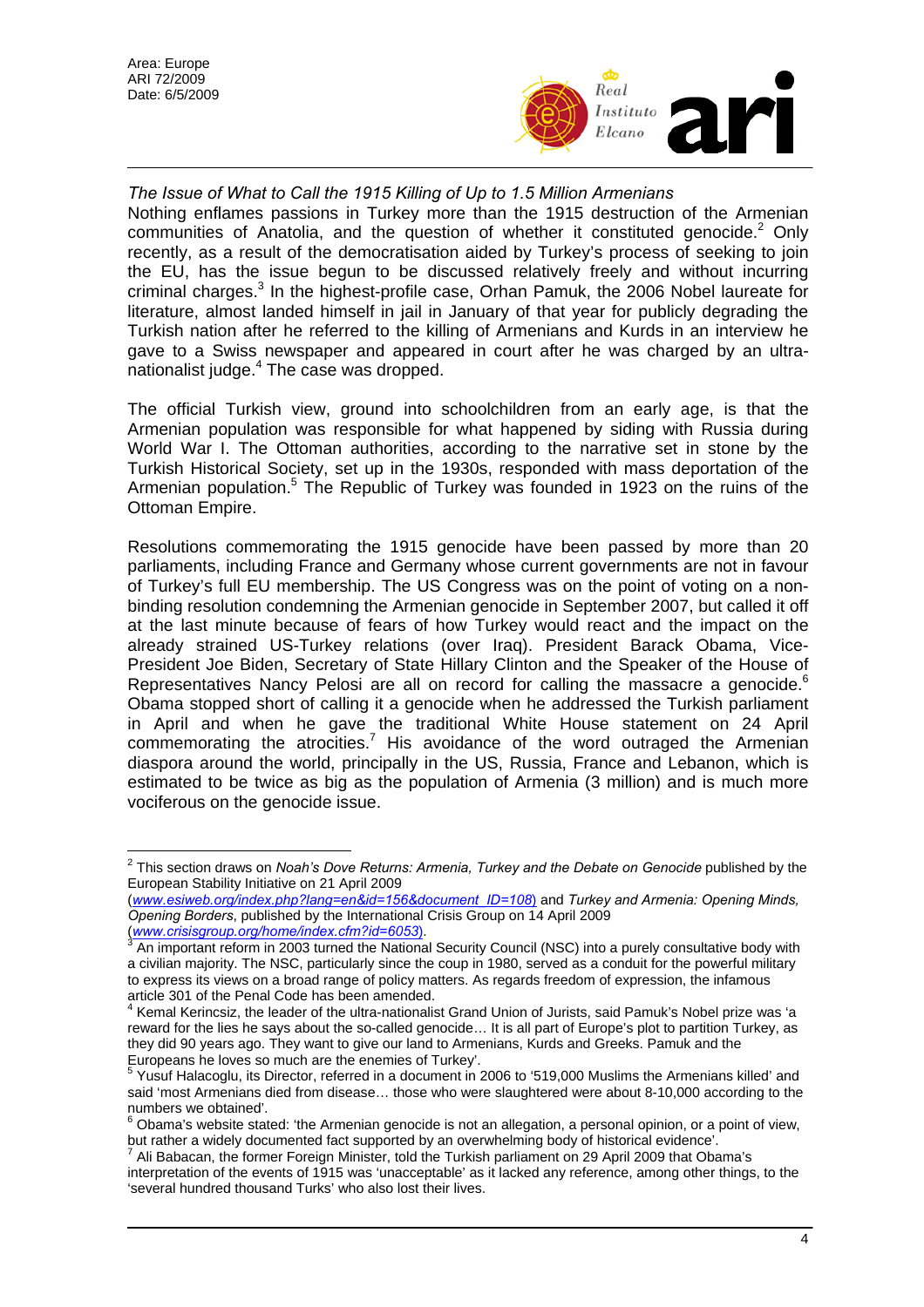*The Issue of What to Call the 1915 Killing of Up to 1.5 Million Armenians*

Nothing enflames passions in Turkey more than the 1915 destruction of the Armenian communities of Anatolia, and the question of whether it constituted genocide.[2] Only recently, as a result of the democratisation aided by Turkey's process of seeking to join the EU, has the issue begun to be discussed relatively freely and without incurring criminal charges.[3] In the highest-profile case, Orhan Pamuk, the 2006 Nobel laureate for literature, almost landed himself in jail in January of that year for publicly degrading the Turkish nation after he referred to the killing of Armenians and Kurds in an interview he gave to a Swiss newspaper and appeared in court after he was charged by an ultra-nationalist judge.[4] The case was dropped.

The official Turkish view, ground into schoolchildren from an early age, is that the Armenian population was responsible for what happened by siding with Russia during World War I. The Ottoman authorities, according to the narrative set in stone by the Turkish Historical Society, set up in the 1930s, responded with mass deportation of the Armenian population.[5] The Republic of Turkey was founded in 1923 on the ruins of the Ottoman Empire.

Resolutions commemorating the 1915 genocide have been passed by more than 20 parliaments, including France and Germany whose current governments are not in favour of Turkey's full EU membership. The US Congress was on the point of voting on a non-binding resolution condemning the Armenian genocide in September 2007, but called it off at the last minute because of fears of how Turkey would react and the impact on the already strained US-Turkey relations (over Iraq). President Barack Obama, Vice-President Joe Biden, Secretary of State Hillary Clinton and the Speaker of the House of Representatives Nancy Pelosi are all on record for calling the massacre a genocide.[6] Obama stopped short of calling it a genocide when he addressed the Turkish parliament in April and when he gave the traditional White House statement on 24 April commemorating the atrocities.[7] His avoidance of the word outraged the Armenian diaspora around the world, principally in the US, Russia, France and Lebanon, which is estimated to be twice as big as the population of Armenia (3 million) and is much more vociferous on the genocide issue.

---

[2] This section draws on *Noah's Dove Returns: Armenia, Turkey and the Debate on Genocide* published by the European Stability Initiative on 21 April 2009 (*www.esiweb.org/index.php?lang=en&id=156&document_ID=108*) and *Turkey and Armenia: Opening Minds, Opening Borders*, published by the International Crisis Group on 14 April 2009 (*www.crisisgroup.org/home/index.cfm?id=6053*).

[3] An important reform in 2003 turned the National Security Council (NSC) into a purely consultative body with a civilian majority. The NSC, particularly since the coup in 1980, served as a conduit for the powerful military to express its views on a broad range of policy matters. As regards freedom of expression, the infamous article 301 of the Penal Code has been amended.

[4] Kemal Kerincsiz, the leader of the ultra-nationalist Grand Union of Jurists, said Pamuk's Nobel prize was 'a reward for the lies he says about the so-called genocide… It is all part of Europe's plot to partition Turkey, as they did 90 years ago. They want to give our land to Armenians, Kurds and Greeks. Pamuk and the Europeans he loves so much are the enemies of Turkey'.

[5] Yusuf Halacoglu, its Director, referred in a document in 2006 to '519,000 Muslims the Armenians killed' and said 'most Armenians died from disease… those who were slaughtered were about 8-10,000 according to the numbers we obtained'.

[6] Obama's website stated: 'the Armenian genocide is not an allegation, a personal opinion, or a point of view, but rather a widely documented fact supported by an overwhelming body of historical evidence'.

[7] Ali Babacan, the former Foreign Minister, told the Turkish parliament on 29 April 2009 that Obama's interpretation of the events of 1915 was 'unacceptable' as it lacked any reference, among other things, to the 'several hundred thousand Turks' who also lost their lives.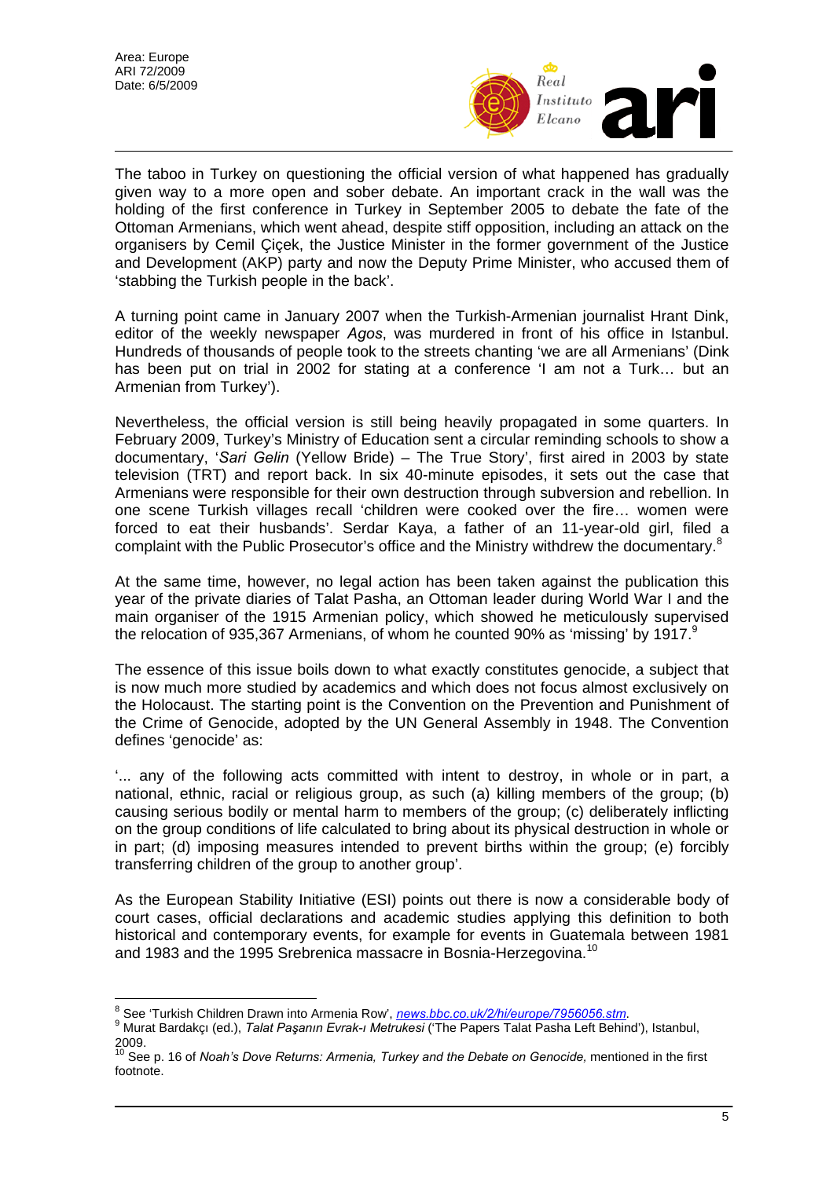The taboo in Turkey on questioning the official version of what happened has gradually given way to a more open and sober debate. An important crack in the wall was the holding of the first conference in Turkey in September 2005 to debate the fate of the Ottoman Armenians, which went ahead, despite stiff opposition, including an attack on the organisers by Cemil Çiçek, the Justice Minister in the former government of the Justice and Development (AKP) party and now the Deputy Prime Minister, who accused them of 'stabbing the Turkish people in the back'.

A turning point came in January 2007 when the Turkish-Armenian journalist Hrant Dink, editor of the weekly newspaper *Agos*, was murdered in front of his office in Istanbul. Hundreds of thousands of people took to the streets chanting 'we are all Armenians' (Dink has been put on trial in 2002 for stating at a conference 'I am not a Turk… but an Armenian from Turkey').

Nevertheless, the official version is still being heavily propagated in some quarters. In February 2009, Turkey's Ministry of Education sent a circular reminding schools to show a documentary, '*Sari Gelin* (Yellow Bride) – The True Story', first aired in 2003 by state television (TRT) and report back. In six 40-minute episodes, it sets out the case that Armenians were responsible for their own destruction through subversion and rebellion. In one scene Turkish villages recall 'children were cooked over the fire… women were forced to eat their husbands'. Serdar Kaya, a father of an 11-year-old girl, filed a complaint with the Public Prosecutor's office and the Ministry withdrew the documentary.[8]

At the same time, however, no legal action has been taken against the publication this year of the private diaries of Talat Pasha, an Ottoman leader during World War I and the main organiser of the 1915 Armenian policy, which showed he meticulously supervised the relocation of 935,367 Armenians, of whom he counted 90% as 'missing' by 1917.[9]

The essence of this issue boils down to what exactly constitutes genocide, a subject that is now much more studied by academics and which does not focus almost exclusively on the Holocaust. The starting point is the Convention on the Prevention and Punishment of the Crime of Genocide, adopted by the UN General Assembly in 1948. The Convention defines 'genocide' as:

'... any of the following acts committed with intent to destroy, in whole or in part, a national, ethnic, racial or religious group, as such (a) killing members of the group; (b) causing serious bodily or mental harm to members of the group; (c) deliberately inflicting on the group conditions of life calculated to bring about its physical destruction in whole or in part; (d) imposing measures intended to prevent births within the group; (e) forcibly transferring children of the group to another group'.

As the European Stability Initiative (ESI) points out there is now a considerable body of court cases, official declarations and academic studies applying this definition to both historical and contemporary events, for example for events in Guatemala between 1981 and 1983 and the 1995 Srebrenica massacre in Bosnia-Herzegovina.[10]

---

[8] See 'Turkish Children Drawn into Armenia Row', *news.bbc.co.uk/2/hi/europe/7956056.stm*.

[9] Murat Bardakçı (ed.), *Talat Paşanın Evrak-ı Metrukesi* ('The Papers Talat Pasha Left Behind'), Istanbul, 2009.

[10] See p. 16 of *Noah's Dove Returns: Armenia, Turkey and the Debate on Genocide,* mentioned in the first footnote.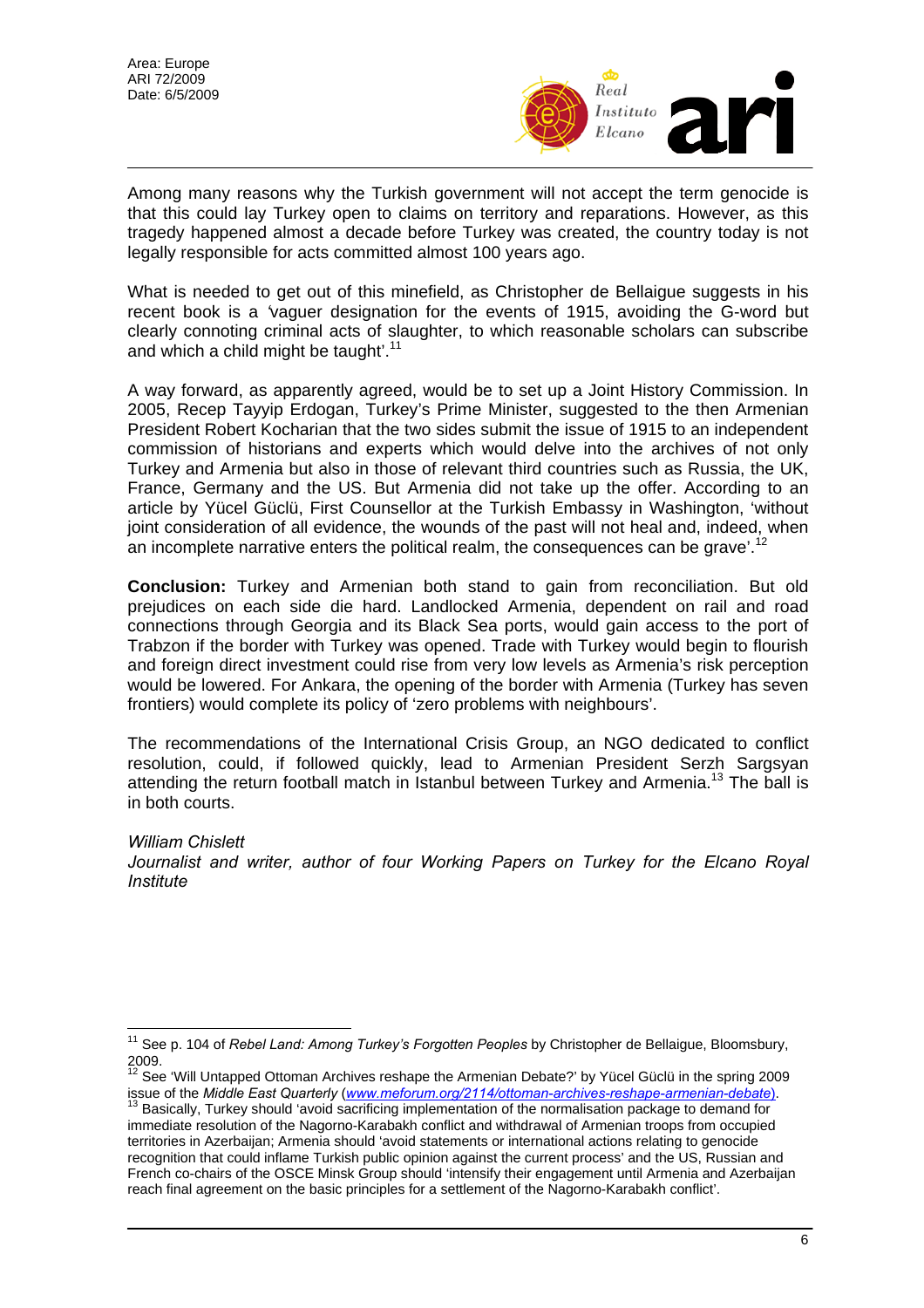Among many reasons why the Turkish government will not accept the term genocide is that this could lay Turkey open to claims on territory and reparations. However, as this tragedy happened almost a decade before Turkey was created, the country today is not legally responsible for acts committed almost 100 years ago.

What is needed to get out of this minefield, as Christopher de Bellaigue suggests in his recent book is a 'vaguer designation for the events of 1915, avoiding the G-word but clearly connoting criminal acts of slaughter, to which reasonable scholars can subscribe and which a child might be taught'.[11]

A way forward, as apparently agreed, would be to set up a Joint History Commission. In 2005, Recep Tayyip Erdogan, Turkey's Prime Minister, suggested to the then Armenian President Robert Kocharian that the two sides submit the issue of 1915 to an independent commission of historians and experts which would delve into the archives of not only Turkey and Armenia but also in those of relevant third countries such as Russia, the UK, France, Germany and the US. But Armenia did not take up the offer. According to an article by Yücel Güclü, First Counsellor at the Turkish Embassy in Washington, 'without joint consideration of all evidence, the wounds of the past will not heal and, indeed, when an incomplete narrative enters the political realm, the consequences can be grave'.[12]

**Conclusion:** Turkey and Armenian both stand to gain from reconciliation. But old prejudices on each side die hard. Landlocked Armenia, dependent on rail and road connections through Georgia and its Black Sea ports, would gain access to the port of Trabzon if the border with Turkey was opened. Trade with Turkey would begin to flourish and foreign direct investment could rise from very low levels as Armenia's risk perception would be lowered. For Ankara, the opening of the border with Armenia (Turkey has seven frontiers) would complete its policy of 'zero problems with neighbours'.

The recommendations of the International Crisis Group, an NGO dedicated to conflict resolution, could, if followed quickly, lead to Armenian President Serzh Sargsyan attending the return football match in Istanbul between Turkey and Armenia.[13] The ball is in both courts.

*William Chislett*
*Journalist and writer, author of four Working Papers on Turkey for the Elcano Royal Institute*

---

[11] See p. 104 of *Rebel Land: Among Turkey's Forgotten Peoples* by Christopher de Bellaigue, Bloomsbury, 2009.

[12] See 'Will Untapped Ottoman Archives reshape the Armenian Debate?' by Yücel Güclü in the spring 2009 issue of the *Middle East Quarterly* (*www.meforum.org/2114/ottoman-archives-reshape-armenian-debate*).

[13] Basically, Turkey should 'avoid sacrificing implementation of the normalisation package to demand for immediate resolution of the Nagorno-Karabakh conflict and withdrawal of Armenian troops from occupied territories in Azerbaijan; Armenia should 'avoid statements or international actions relating to genocide recognition that could inflame Turkish public opinion against the current process' and the US, Russian and French co-chairs of the OSCE Minsk Group should 'intensify their engagement until Armenia and Azerbaijan reach final agreement on the basic principles for a settlement of the Nagorno-Karabakh conflict'.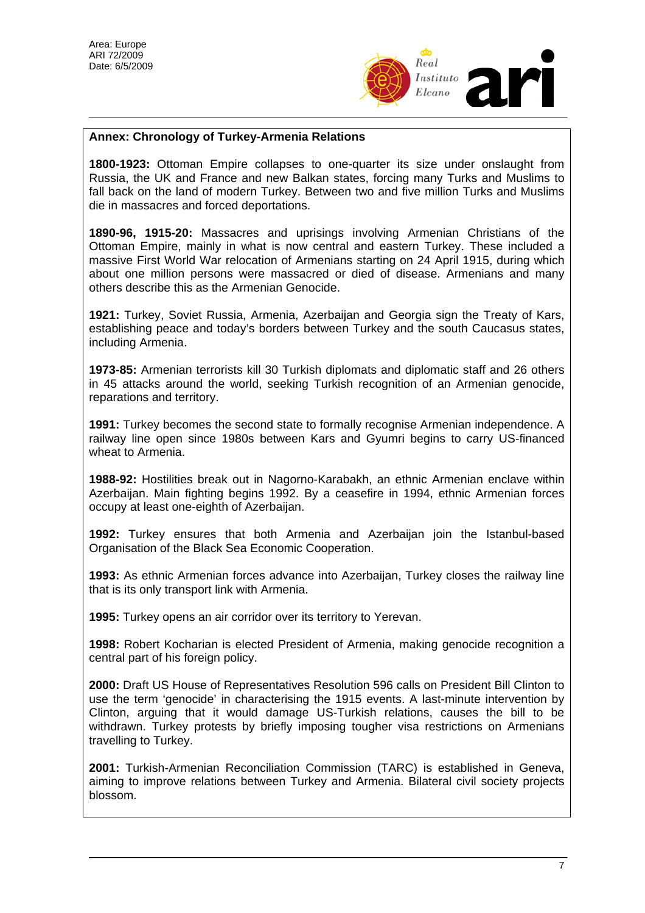**Annex: Chronology of Turkey-Armenia Relations**

**1800-1923:** Ottoman Empire collapses to one-quarter its size under onslaught from Russia, the UK and France and new Balkan states, forcing many Turks and Muslims to fall back on the land of modern Turkey. Between two and five million Turks and Muslims die in massacres and forced deportations.

**1890-96, 1915-20:** Massacres and uprisings involving Armenian Christians of the Ottoman Empire, mainly in what is now central and eastern Turkey. These included a massive First World War relocation of Armenians starting on 24 April 1915, during which about one million persons were massacred or died of disease. Armenians and many others describe this as the Armenian Genocide.

**1921:** Turkey, Soviet Russia, Armenia, Azerbaijan and Georgia sign the Treaty of Kars, establishing peace and today's borders between Turkey and the south Caucasus states, including Armenia.

**1973-85:** Armenian terrorists kill 30 Turkish diplomats and diplomatic staff and 26 others in 45 attacks around the world, seeking Turkish recognition of an Armenian genocide, reparations and territory.

**1991:** Turkey becomes the second state to formally recognise Armenian independence. A railway line open since 1980s between Kars and Gyumri begins to carry US-financed wheat to Armenia.

**1988-92:** Hostilities break out in Nagorno-Karabakh, an ethnic Armenian enclave within Azerbaijan. Main fighting begins 1992. By a ceasefire in 1994, ethnic Armenian forces occupy at least one-eighth of Azerbaijan.

**1992:** Turkey ensures that both Armenia and Azerbaijan join the Istanbul-based Organisation of the Black Sea Economic Cooperation.

**1993:** As ethnic Armenian forces advance into Azerbaijan, Turkey closes the railway line that is its only transport link with Armenia.

**1995:** Turkey opens an air corridor over its territory to Yerevan.

**1998:** Robert Kocharian is elected President of Armenia, making genocide recognition a central part of his foreign policy.

**2000:** Draft US House of Representatives Resolution 596 calls on President Bill Clinton to use the term 'genocide' in characterising the 1915 events. A last-minute intervention by Clinton, arguing that it would damage US-Turkish relations, causes the bill to be withdrawn. Turkey protests by briefly imposing tougher visa restrictions on Armenians travelling to Turkey.

**2001:** Turkish-Armenian Reconciliation Commission (TARC) is established in Geneva, aiming to improve relations between Turkey and Armenia. Bilateral civil society projects blossom.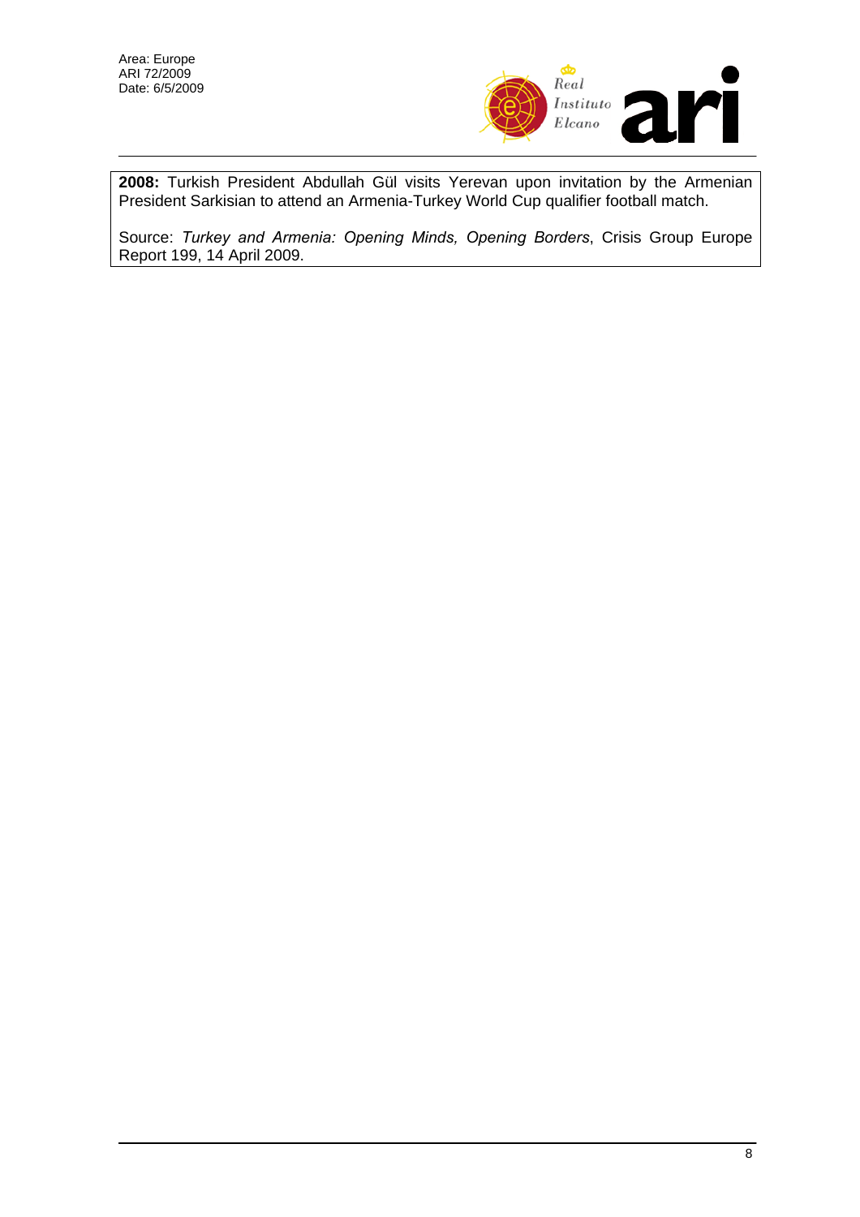**2008:** Turkish President Abdullah Gül visits Yerevan upon invitation by the Armenian President Sarkisian to attend an Armenia-Turkey World Cup qualifier football match.

Source: *Turkey and Armenia: Opening Minds, Opening Borders*, Crisis Group Europe Report 199, 14 April 2009.